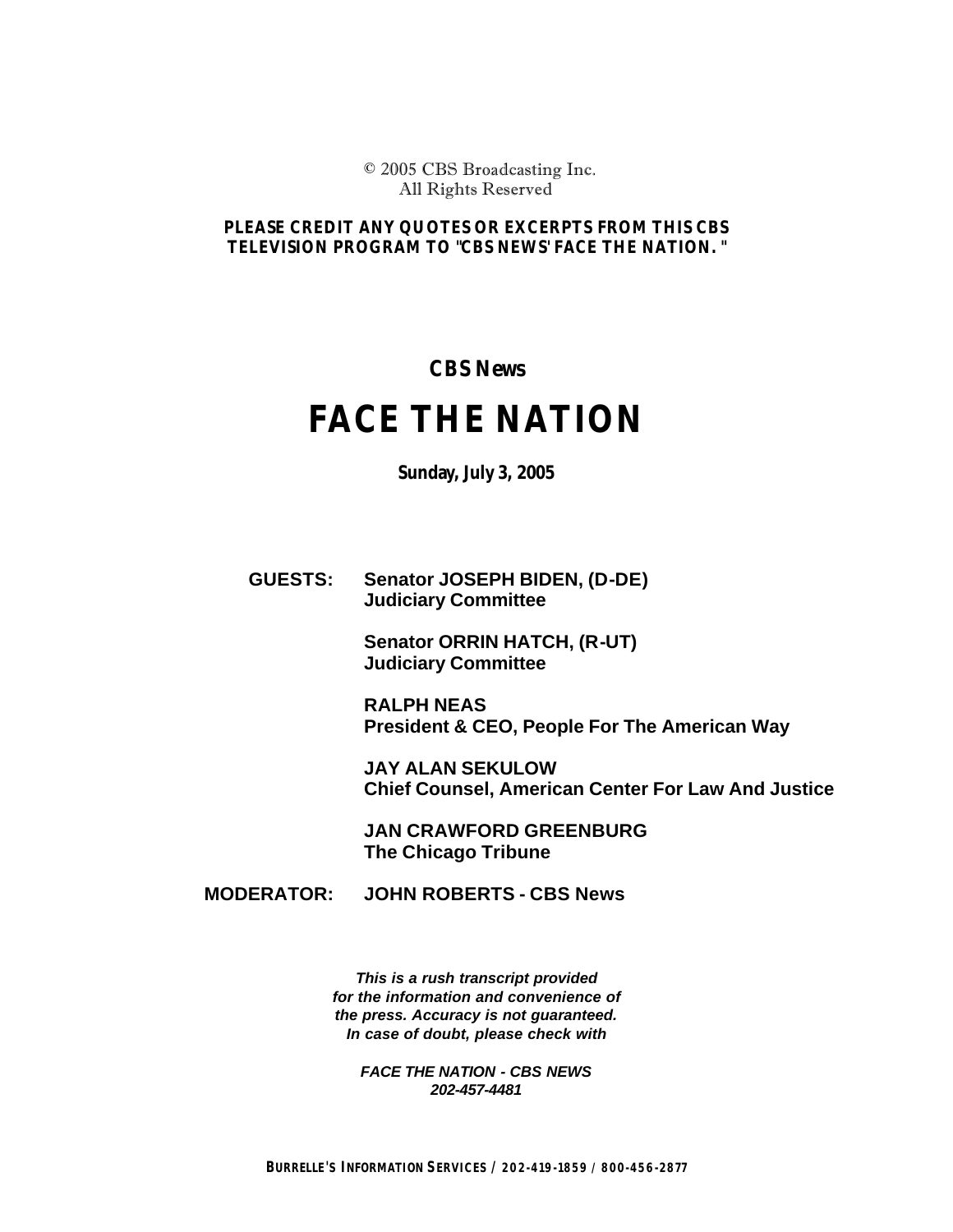© 2005 CBS Broadcasting Inc.
All Rights Reserved

**PLEASE CREDIT ANY QUOTES OR EXCERPTS FROM THIS CBS TELEVISION PROGRAM TO "CBS NEWS' FACE THE NATION."**

**CBS News**

# FACE THE NATION

**Sunday, July 3, 2005**

**GUESTS:** **Senator JOSEPH BIDEN, (D-DE)**
**Judiciary Committee**

**Senator ORRIN HATCH, (R-UT)**
**Judiciary Committee**

**RALPH NEAS**
**President & CEO, People For The American Way**

**JAY ALAN SEKULOW**
**Chief Counsel, American Center For Law And Justice**

**JAN CRAWFORD GREENBURG**
**The Chicago Tribune**

**MODERATOR:** **JOHN ROBERTS - CBS News**

***This is a rush transcript provided for the information and convenience of the press. Accuracy is not guaranteed. In case of doubt, please check with***

***FACE THE NATION - CBS NEWS***
***202-457-4481***

**BURRELLE'S INFORMATION SERVICES / 202-419-1859 / 800-456-2877**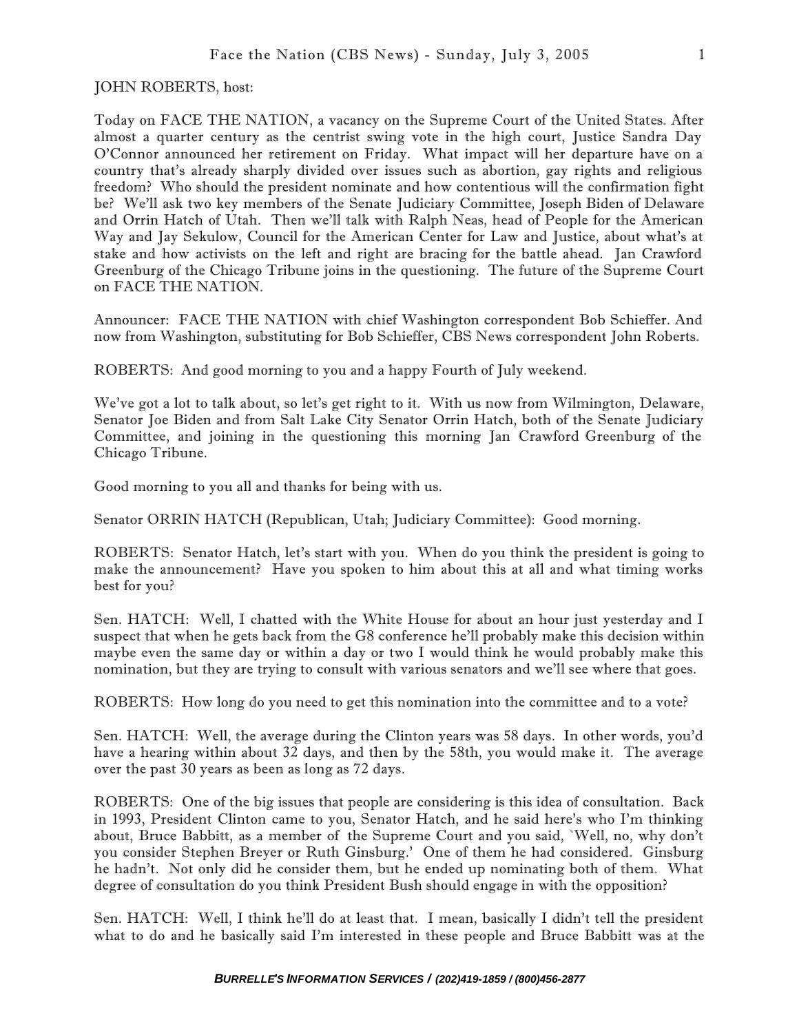JOHN ROBERTS, host:

Today on FACE THE NATION, a vacancy on the Supreme Court of the United States. After almost a quarter century as the centrist swing vote in the high court, Justice Sandra Day O'Connor announced her retirement on Friday. What impact will her departure have on a country that's already sharply divided over issues such as abortion, gay rights and religious freedom? Who should the president nominate and how contentious will the confirmation fight be? We'll ask two key members of the Senate Judiciary Committee, Joseph Biden of Delaware and Orrin Hatch of Utah. Then we'll talk with Ralph Neas, head of People for the American Way and Jay Sekulow, Council for the American Center for Law and Justice, about what's at stake and how activists on the left and right are bracing for the battle ahead. Jan Crawford Greenburg of the Chicago Tribune joins in the questioning. The future of the Supreme Court on FACE THE NATION.

Announcer: FACE THE NATION with chief Washington correspondent Bob Schieffer. And now from Washington, substituting for Bob Schieffer, CBS News correspondent John Roberts.

ROBERTS: And good morning to you and a happy Fourth of July weekend.

We've got a lot to talk about, so let's get right to it. With us now from Wilmington, Delaware, Senator Joe Biden and from Salt Lake City Senator Orrin Hatch, both of the Senate Judiciary Committee, and joining in the questioning this morning Jan Crawford Greenburg of the Chicago Tribune.

Good morning to you all and thanks for being with us.

Senator ORRIN HATCH (Republican, Utah; Judiciary Committee): Good morning.

ROBERTS: Senator Hatch, let's start with you. When do you think the president is going to make the announcement? Have you spoken to him about this at all and what timing works best for you?

Sen. HATCH: Well, I chatted with the White House for about an hour just yesterday and I suspect that when he gets back from the G8 conference he'll probably make this decision within maybe even the same day or within a day or two I would think he would probably make this nomination, but they are trying to consult with various senators and we'll see where that goes.

ROBERTS: How long do you need to get this nomination into the committee and to a vote?

Sen. HATCH: Well, the average during the Clinton years was 58 days. In other words, you'd have a hearing within about 32 days, and then by the 58th, you would make it. The average over the past 30 years as been as long as 72 days.

ROBERTS: One of the big issues that people are considering is this idea of consultation. Back in 1993, President Clinton came to you, Senator Hatch, and he said here's who I'm thinking about, Bruce Babbitt, as a member of the Supreme Court and you said, `Well, no, why don't you consider Stephen Breyer or Ruth Ginsburg.' One of them he had considered. Ginsburg he hadn't. Not only did he consider them, but he ended up nominating both of them. What degree of consultation do you think President Bush should engage in with the opposition?

Sen. HATCH: Well, I think he'll do at least that. I mean, basically I didn't tell the president what to do and he basically said I'm interested in these people and Bruce Babbitt was at the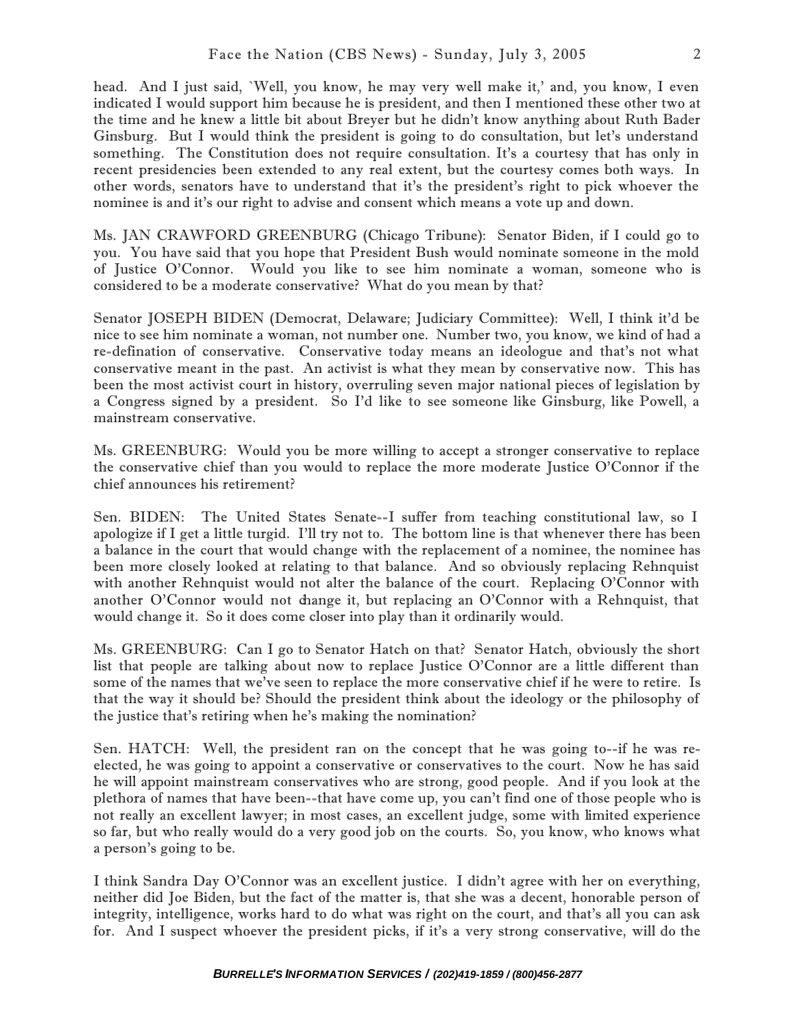head. And I just said, `Well, you know, he may very well make it,' and, you know, I even indicated I would support him because he is president, and then I mentioned these other two at the time and he knew a little bit about Breyer but he didn't know anything about Ruth Bader Ginsburg. But I would think the president is going to do consultation, but let's understand something. The Constitution does not require consultation. It's a courtesy that has only in recent presidencies been extended to any real extent, but the courtesy comes both ways. In other words, senators have to understand that it's the president's right to pick whoever the nominee is and it's our right to advise and consent which means a vote up and down.

Ms. JAN CRAWFORD GREENBURG (Chicago Tribune): Senator Biden, if I could go to you. You have said that you hope that President Bush would nominate someone in the mold of Justice O'Connor. Would you like to see him nominate a woman, someone who is considered to be a moderate conservative? What do you mean by that?

Senator JOSEPH BIDEN (Democrat, Delaware; Judiciary Committee): Well, I think it'd be nice to see him nominate a woman, not number one. Number two, you know, we kind of had a re-defination of conservative. Conservative today means an ideologue and that's not what conservative meant in the past. An activist is what they mean by conservative now. This has been the most activist court in history, overruling seven major national pieces of legislation by a Congress signed by a president. So I'd like to see someone like Ginsburg, like Powell, a mainstream conservative.

Ms. GREENBURG: Would you be more willing to accept a stronger conservative to replace the conservative chief than you would to replace the more moderate Justice O'Connor if the chief announces his retirement?

Sen. BIDEN: The United States Senate--I suffer from teaching constitutional law, so I apologize if I get a little turgid. I'll try not to. The bottom line is that whenever there has been a balance in the court that would change with the replacement of a nominee, the nominee has been more closely looked at relating to that balance. And so obviously replacing Rehnquist with another Rehnquist would not alter the balance of the court. Replacing O'Connor with another O'Connor would not change it, but replacing an O'Connor with a Rehnquist, that would change it. So it does come closer into play than it ordinarily would.

Ms. GREENBURG: Can I go to Senator Hatch on that? Senator Hatch, obviously the short list that people are talking about now to replace Justice O'Connor are a little different than some of the names that we've seen to replace the more conservative chief if he were to retire. Is that the way it should be? Should the president think about the ideology or the philosophy of the justice that's retiring when he's making the nomination?

Sen. HATCH: Well, the president ran on the concept that he was going to--if he was re-elected, he was going to appoint a conservative or conservatives to the court. Now he has said he will appoint mainstream conservatives who are strong, good people. And if you look at the plethora of names that have been--that have come up, you can't find one of those people who is not really an excellent lawyer; in most cases, an excellent judge, some with limited experience so far, but who really would do a very good job on the courts. So, you know, who knows what a person's going to be.

I think Sandra Day O'Connor was an excellent justice. I didn't agree with her on everything, neither did Joe Biden, but the fact of the matter is, that she was a decent, honorable person of integrity, intelligence, works hard to do what was right on the court, and that's all you can ask for. And I suspect whoever the president picks, if it's a very strong conservative, will do the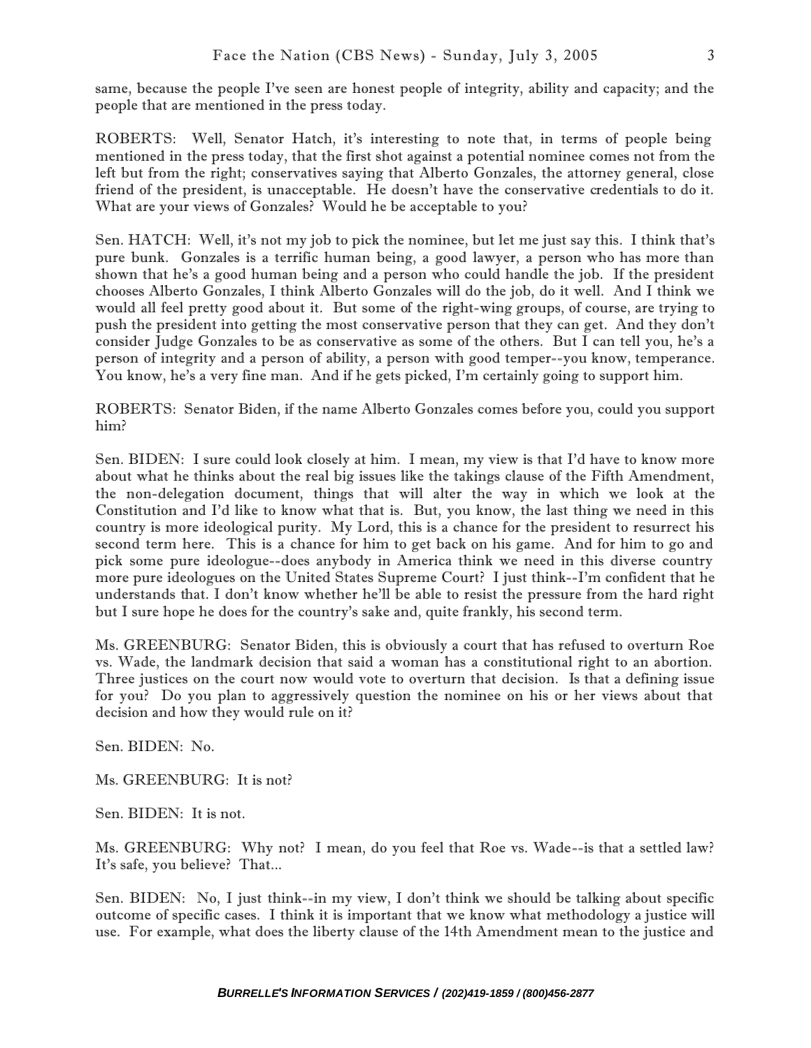same, because the people I've seen are honest people of integrity, ability and capacity; and the people that are mentioned in the press today.

ROBERTS: Well, Senator Hatch, it's interesting to note that, in terms of people being mentioned in the press today, that the first shot against a potential nominee comes not from the left but from the right; conservatives saying that Alberto Gonzales, the attorney general, close friend of the president, is unacceptable. He doesn't have the conservative credentials to do it. What are your views of Gonzales? Would he be acceptable to you?

Sen. HATCH: Well, it's not my job to pick the nominee, but let me just say this. I think that's pure bunk. Gonzales is a terrific human being, a good lawyer, a person who has more than shown that he's a good human being and a person who could handle the job. If the president chooses Alberto Gonzales, I think Alberto Gonzales will do the job, do it well. And I think we would all feel pretty good about it. But some of the right-wing groups, of course, are trying to push the president into getting the most conservative person that they can get. And they don't consider Judge Gonzales to be as conservative as some of the others. But I can tell you, he's a person of integrity and a person of ability, a person with good temper--you know, temperance. You know, he's a very fine man. And if he gets picked, I'm certainly going to support him.

ROBERTS: Senator Biden, if the name Alberto Gonzales comes before you, could you support him?

Sen. BIDEN: I sure could look closely at him. I mean, my view is that I'd have to know more about what he thinks about the real big issues like the takings clause of the Fifth Amendment, the non-delegation document, things that will alter the way in which we look at the Constitution and I'd like to know what that is. But, you know, the last thing we need in this country is more ideological purity. My Lord, this is a chance for the president to resurrect his second term here. This is a chance for him to get back on his game. And for him to go and pick some pure ideologue--does anybody in America think we need in this diverse country more pure ideologues on the United States Supreme Court? I just think--I'm confident that he understands that. I don't know whether he'll be able to resist the pressure from the hard right but I sure hope he does for the country's sake and, quite frankly, his second term.

Ms. GREENBURG: Senator Biden, this is obviously a court that has refused to overturn Roe vs. Wade, the landmark decision that said a woman has a constitutional right to an abortion. Three justices on the court now would vote to overturn that decision. Is that a defining issue for you? Do you plan to aggressively question the nominee on his or her views about that decision and how they would rule on it?

Sen. BIDEN: No.

Ms. GREENBURG: It is not?

Sen. BIDEN: It is not.

Ms. GREENBURG: Why not? I mean, do you feel that Roe vs. Wade--is that a settled law? It's safe, you believe? That...

Sen. BIDEN: No, I just think--in my view, I don't think we should be talking about specific outcome of specific cases. I think it is important that we know what methodology a justice will use. For example, what does the liberty clause of the 14th Amendment mean to the justice and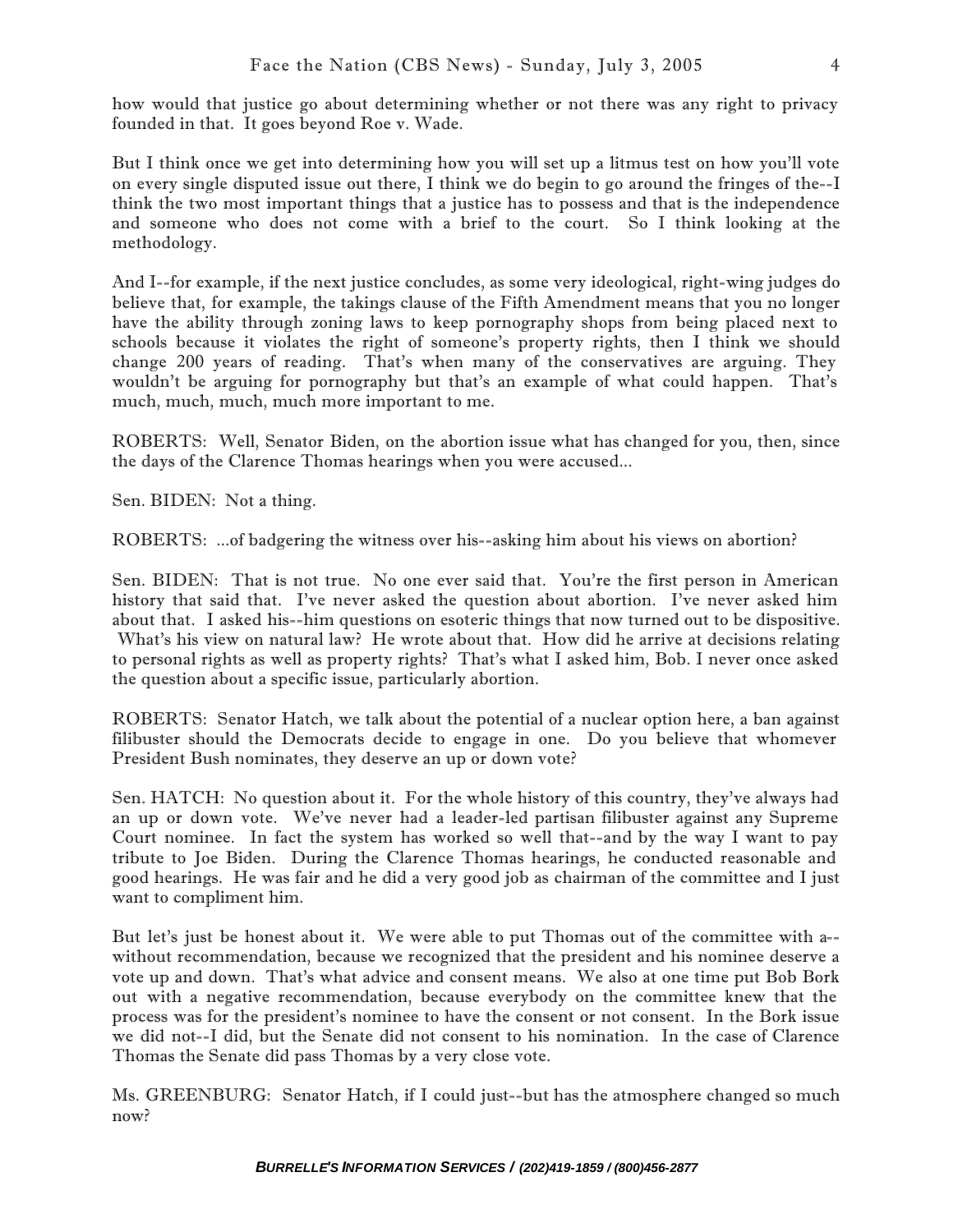how would that justice go about determining whether or not there was any right to privacy founded in that. It goes beyond Roe v. Wade.

But I think once we get into determining how you will set up a litmus test on how you'll vote on every single disputed issue out there, I think we do begin to go around the fringes of the--I think the two most important things that a justice has to possess and that is the independence and someone who does not come with a brief to the court. So I think looking at the methodology.

And I--for example, if the next justice concludes, as some very ideological, right-wing judges do believe that, for example, the takings clause of the Fifth Amendment means that you no longer have the ability through zoning laws to keep pornography shops from being placed next to schools because it violates the right of someone's property rights, then I think we should change 200 years of reading. That's when many of the conservatives are arguing. They wouldn't be arguing for pornography but that's an example of what could happen. That's much, much, much, much more important to me.

ROBERTS: Well, Senator Biden, on the abortion issue what has changed for you, then, since the days of the Clarence Thomas hearings when you were accused...

Sen. BIDEN: Not a thing.

ROBERTS: ...of badgering the witness over his--asking him about his views on abortion?

Sen. BIDEN: That is not true. No one ever said that. You're the first person in American history that said that. I've never asked the question about abortion. I've never asked him about that. I asked his--him questions on esoteric things that now turned out to be dispositive. What's his view on natural law? He wrote about that. How did he arrive at decisions relating to personal rights as well as property rights? That's what I asked him, Bob. I never once asked the question about a specific issue, particularly abortion.

ROBERTS: Senator Hatch, we talk about the potential of a nuclear option here, a ban against filibuster should the Democrats decide to engage in one. Do you believe that whomever President Bush nominates, they deserve an up or down vote?

Sen. HATCH: No question about it. For the whole history of this country, they've always had an up or down vote. We've never had a leader-led partisan filibuster against any Supreme Court nominee. In fact the system has worked so well that--and by the way I want to pay tribute to Joe Biden. During the Clarence Thomas hearings, he conducted reasonable and good hearings. He was fair and he did a very good job as chairman of the committee and I just want to compliment him.

But let's just be honest about it. We were able to put Thomas out of the committee with a--without recommendation, because we recognized that the president and his nominee deserve a vote up and down. That's what advice and consent means. We also at one time put Bob Bork out with a negative recommendation, because everybody on the committee knew that the process was for the president's nominee to have the consent or not consent. In the Bork issue we did not--I did, but the Senate did not consent to his nomination. In the case of Clarence Thomas the Senate did pass Thomas by a very close vote.

Ms. GREENBURG: Senator Hatch, if I could just--but has the atmosphere changed so much now?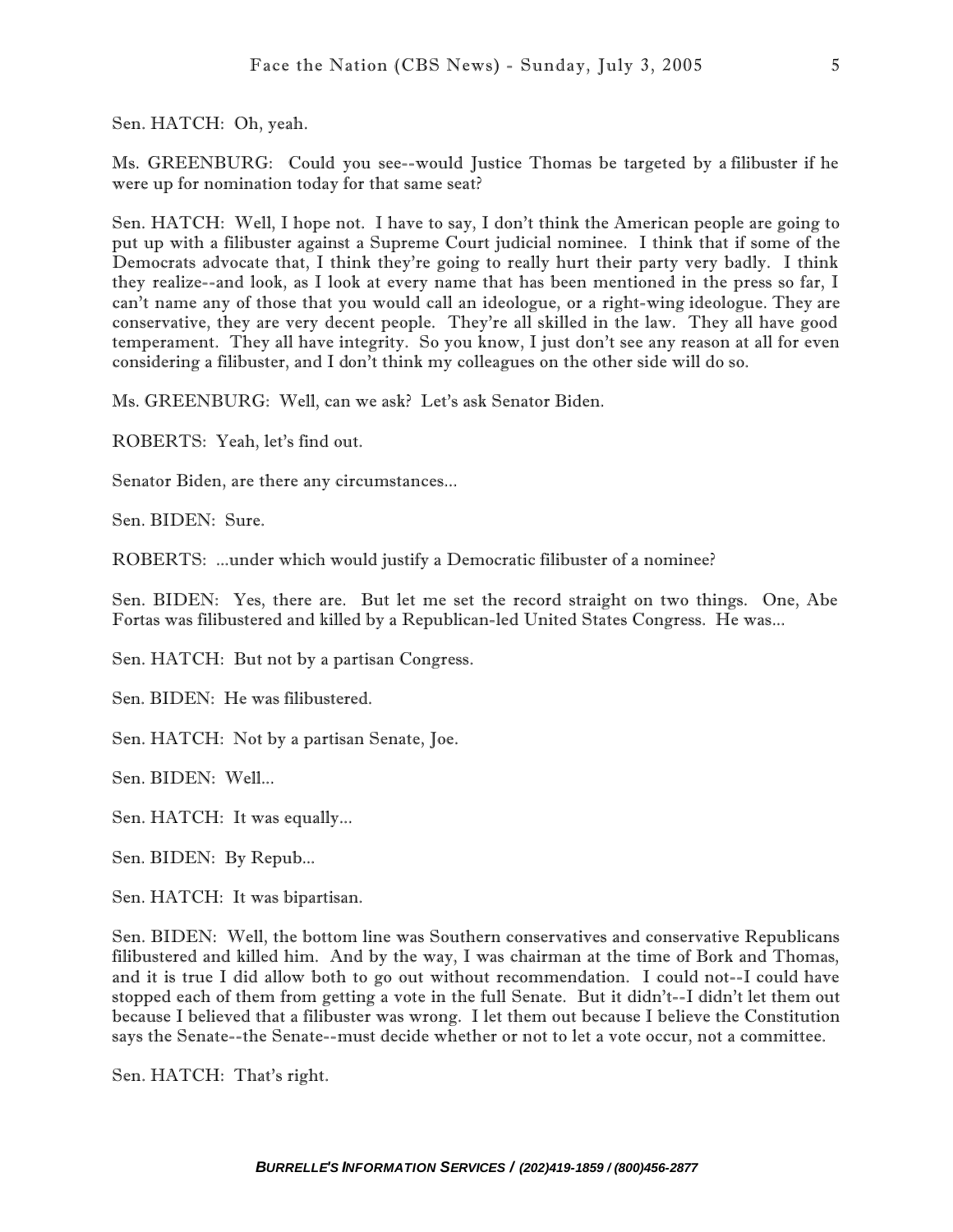Sen. HATCH: Oh, yeah.

Ms. GREENBURG: Could you see--would Justice Thomas be targeted by a filibuster if he were up for nomination today for that same seat?

Sen. HATCH: Well, I hope not. I have to say, I don't think the American people are going to put up with a filibuster against a Supreme Court judicial nominee. I think that if some of the Democrats advocate that, I think they're going to really hurt their party very badly. I think they realize--and look, as I look at every name that has been mentioned in the press so far, I can't name any of those that you would call an ideologue, or a right-wing ideologue. They are conservative, they are very decent people. They're all skilled in the law. They all have good temperament. They all have integrity. So you know, I just don't see any reason at all for even considering a filibuster, and I don't think my colleagues on the other side will do so.

Ms. GREENBURG: Well, can we ask? Let's ask Senator Biden.

ROBERTS: Yeah, let's find out.

Senator Biden, are there any circumstances...

Sen. BIDEN: Sure.

ROBERTS: ...under which would justify a Democratic filibuster of a nominee?

Sen. BIDEN: Yes, there are. But let me set the record straight on two things. One, Abe Fortas was filibustered and killed by a Republican-led United States Congress. He was...

Sen. HATCH: But not by a partisan Congress.

Sen. BIDEN: He was filibustered.

Sen. HATCH: Not by a partisan Senate, Joe.

Sen. BIDEN: Well...

Sen. HATCH: It was equally...

Sen. BIDEN: By Repub...

Sen. HATCH: It was bipartisan.

Sen. BIDEN: Well, the bottom line was Southern conservatives and conservative Republicans filibustered and killed him. And by the way, I was chairman at the time of Bork and Thomas, and it is true I did allow both to go out without recommendation. I could not--I could have stopped each of them from getting a vote in the full Senate. But it didn't--I didn't let them out because I believed that a filibuster was wrong. I let them out because I believe the Constitution says the Senate--the Senate--must decide whether or not to let a vote occur, not a committee.

Sen. HATCH: That's right.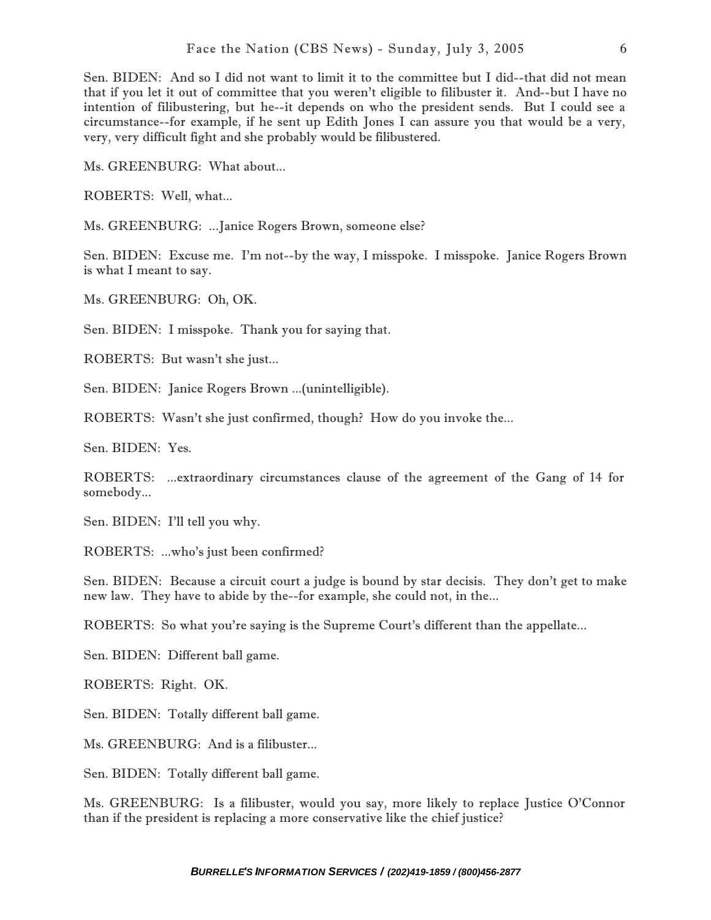Sen. BIDEN: And so I did not want to limit it to the committee but I did--that did not mean that if you let it out of committee that you weren't eligible to filibuster it. And--but I have no intention of filibustering, but he--it depends on who the president sends. But I could see a circumstance--for example, if he sent up Edith Jones I can assure you that would be a very, very, very difficult fight and she probably would be filibustered.

Ms. GREENBURG: What about...

ROBERTS: Well, what...

Ms. GREENBURG: ...Janice Rogers Brown, someone else?

Sen. BIDEN: Excuse me. I'm not--by the way, I misspoke. I misspoke. Janice Rogers Brown is what I meant to say.

Ms. GREENBURG: Oh, OK.

Sen. BIDEN: I misspoke. Thank you for saying that.

ROBERTS: But wasn't she just...

Sen. BIDEN: Janice Rogers Brown ...(unintelligible).

ROBERTS: Wasn't she just confirmed, though? How do you invoke the...

Sen. BIDEN: Yes.

ROBERTS: ...extraordinary circumstances clause of the agreement of the Gang of 14 for somebody...

Sen. BIDEN: I'll tell you why.

ROBERTS: ...who's just been confirmed?

Sen. BIDEN: Because a circuit court a judge is bound by star decisis. They don't get to make new law. They have to abide by the--for example, she could not, in the...

ROBERTS: So what you're saying is the Supreme Court's different than the appellate...

Sen. BIDEN: Different ball game.

ROBERTS: Right. OK.

Sen. BIDEN: Totally different ball game.

Ms. GREENBURG: And is a filibuster...

Sen. BIDEN: Totally different ball game.

Ms. GREENBURG: Is a filibuster, would you say, more likely to replace Justice O'Connor than if the president is replacing a more conservative like the chief justice?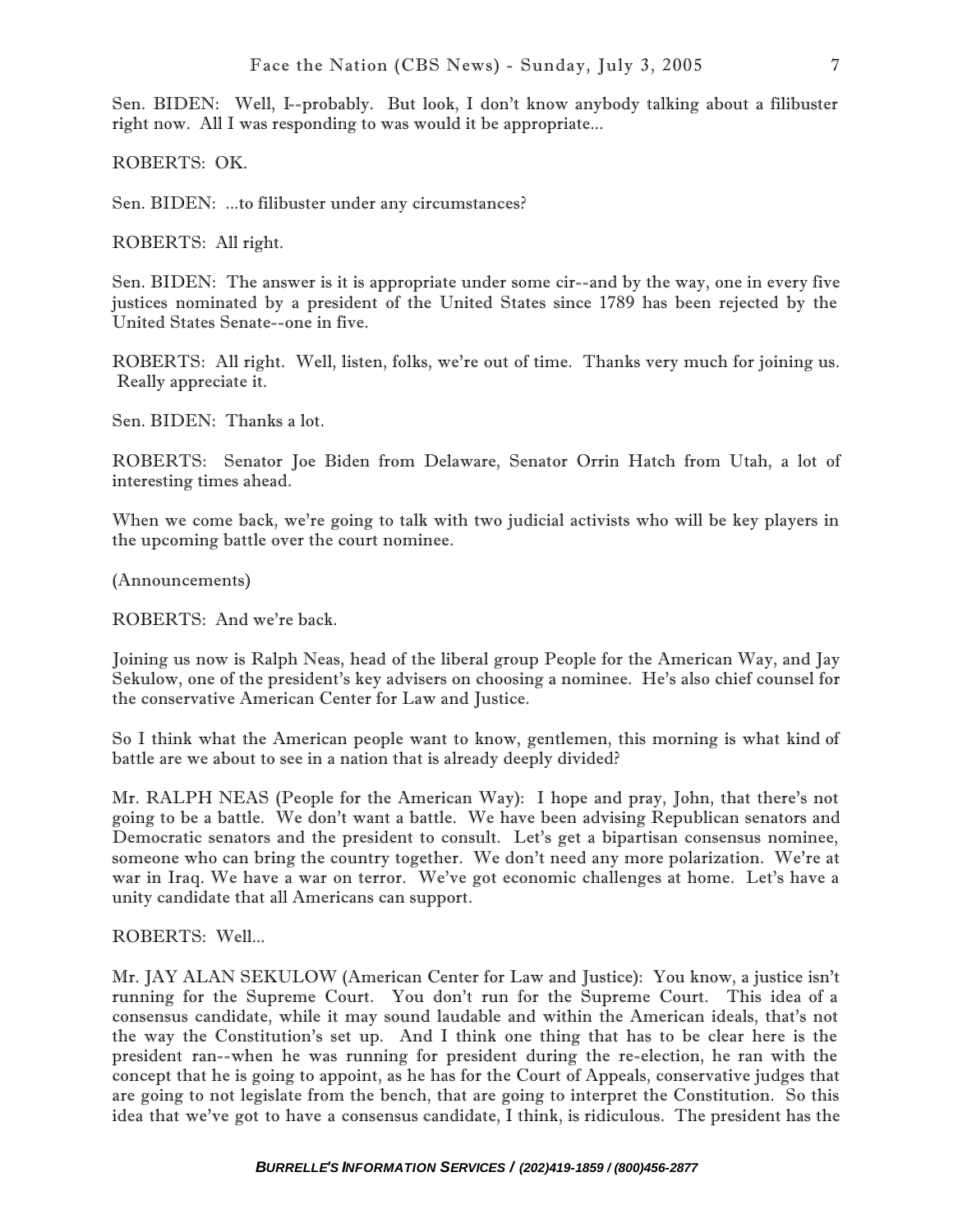Sen. BIDEN: Well, I--probably. But look, I don't know anybody talking about a filibuster right now. All I was responding to was would it be appropriate...

ROBERTS: OK.

Sen. BIDEN: ...to filibuster under any circumstances?

ROBERTS: All right.

Sen. BIDEN: The answer is it is appropriate under some cir--and by the way, one in every five justices nominated by a president of the United States since 1789 has been rejected by the United States Senate--one in five.

ROBERTS: All right. Well, listen, folks, we're out of time. Thanks very much for joining us. Really appreciate it.

Sen. BIDEN: Thanks a lot.

ROBERTS: Senator Joe Biden from Delaware, Senator Orrin Hatch from Utah, a lot of interesting times ahead.

When we come back, we're going to talk with two judicial activists who will be key players in the upcoming battle over the court nominee.

(Announcements)

ROBERTS: And we're back.

Joining us now is Ralph Neas, head of the liberal group People for the American Way, and Jay Sekulow, one of the president's key advisers on choosing a nominee. He's also chief counsel for the conservative American Center for Law and Justice.

So I think what the American people want to know, gentlemen, this morning is what kind of battle are we about to see in a nation that is already deeply divided?

Mr. RALPH NEAS (People for the American Way): I hope and pray, John, that there's not going to be a battle. We don't want a battle. We have been advising Republican senators and Democratic senators and the president to consult. Let's get a bipartisan consensus nominee, someone who can bring the country together. We don't need any more polarization. We're at war in Iraq. We have a war on terror. We've got economic challenges at home. Let's have a unity candidate that all Americans can support.

ROBERTS: Well...

Mr. JAY ALAN SEKULOW (American Center for Law and Justice): You know, a justice isn't running for the Supreme Court. You don't run for the Supreme Court. This idea of a consensus candidate, while it may sound laudable and within the American ideals, that's not the way the Constitution's set up. And I think one thing that has to be clear here is the president ran--when he was running for president during the re-election, he ran with the concept that he is going to appoint, as he has for the Court of Appeals, conservative judges that are going to not legislate from the bench, that are going to interpret the Constitution. So this idea that we've got to have a consensus candidate, I think, is ridiculous. The president has the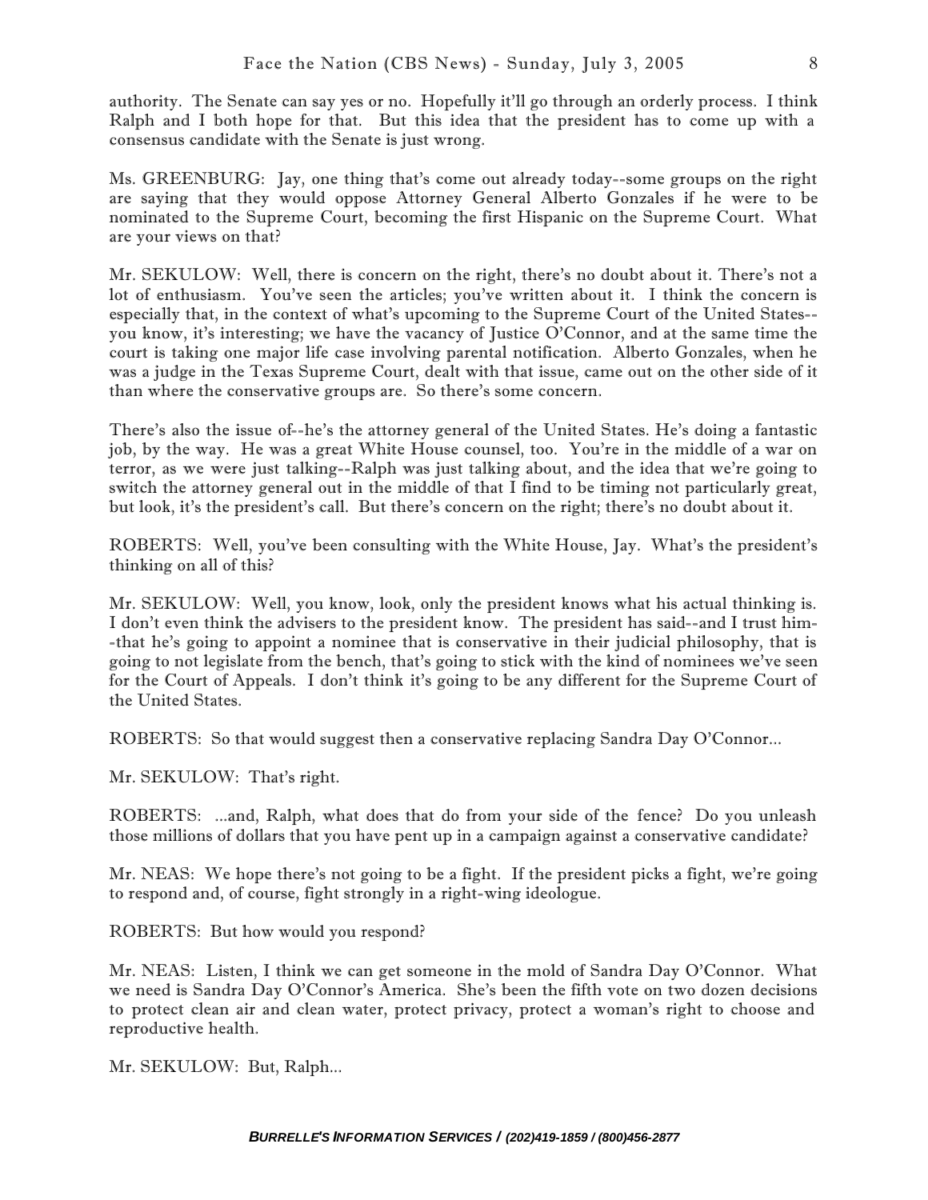authority. The Senate can say yes or no. Hopefully it'll go through an orderly process. I think Ralph and I both hope for that. But this idea that the president has to come up with a consensus candidate with the Senate is just wrong.

Ms. GREENBURG: Jay, one thing that's come out already today--some groups on the right are saying that they would oppose Attorney General Alberto Gonzales if he were to be nominated to the Supreme Court, becoming the first Hispanic on the Supreme Court. What are your views on that?

Mr. SEKULOW: Well, there is concern on the right, there's no doubt about it. There's not a lot of enthusiasm. You've seen the articles; you've written about it. I think the concern is especially that, in the context of what's upcoming to the Supreme Court of the United States--you know, it's interesting; we have the vacancy of Justice O'Connor, and at the same time the court is taking one major life case involving parental notification. Alberto Gonzales, when he was a judge in the Texas Supreme Court, dealt with that issue, came out on the other side of it than where the conservative groups are. So there's some concern.

There's also the issue of--he's the attorney general of the United States. He's doing a fantastic job, by the way. He was a great White House counsel, too. You're in the middle of a war on terror, as we were just talking--Ralph was just talking about, and the idea that we're going to switch the attorney general out in the middle of that I find to be timing not particularly great, but look, it's the president's call. But there's concern on the right; there's no doubt about it.

ROBERTS: Well, you've been consulting with the White House, Jay. What's the president's thinking on all of this?

Mr. SEKULOW: Well, you know, look, only the president knows what his actual thinking is. I don't even think the advisers to the president know. The president has said--and I trust him--that he's going to appoint a nominee that is conservative in their judicial philosophy, that is going to not legislate from the bench, that's going to stick with the kind of nominees we've seen for the Court of Appeals. I don't think it's going to be any different for the Supreme Court of the United States.

ROBERTS: So that would suggest then a conservative replacing Sandra Day O'Connor...

Mr. SEKULOW: That's right.

ROBERTS: ...and, Ralph, what does that do from your side of the fence? Do you unleash those millions of dollars that you have pent up in a campaign against a conservative candidate?

Mr. NEAS: We hope there's not going to be a fight. If the president picks a fight, we're going to respond and, of course, fight strongly in a right-wing ideologue.

ROBERTS: But how would you respond?

Mr. NEAS: Listen, I think we can get someone in the mold of Sandra Day O'Connor. What we need is Sandra Day O'Connor's America. She's been the fifth vote on two dozen decisions to protect clean air and clean water, protect privacy, protect a woman's right to choose and reproductive health.

Mr. SEKULOW: But, Ralph...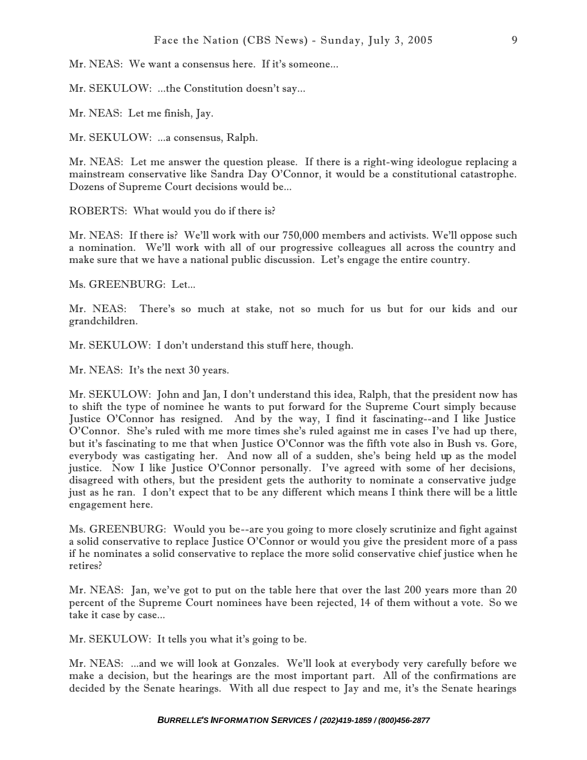Mr. NEAS: We want a consensus here. If it's someone...

Mr. SEKULOW: ...the Constitution doesn't say...

Mr. NEAS: Let me finish, Jay.

Mr. SEKULOW: ...a consensus, Ralph.

Mr. NEAS: Let me answer the question please. If there is a right-wing ideologue replacing a mainstream conservative like Sandra Day O'Connor, it would be a constitutional catastrophe. Dozens of Supreme Court decisions would be...

ROBERTS: What would you do if there is?

Mr. NEAS: If there is? We'll work with our 750,000 members and activists. We'll oppose such a nomination. We'll work with all of our progressive colleagues all across the country and make sure that we have a national public discussion. Let's engage the entire country.

Ms. GREENBURG: Let...

Mr. NEAS: There's so much at stake, not so much for us but for our kids and our grandchildren.

Mr. SEKULOW: I don't understand this stuff here, though.

Mr. NEAS: It's the next 30 years.

Mr. SEKULOW: John and Jan, I don't understand this idea, Ralph, that the president now has to shift the type of nominee he wants to put forward for the Supreme Court simply because Justice O'Connor has resigned. And by the way, I find it fascinating--and I like Justice O'Connor. She's ruled with me more times she's ruled against me in cases I've had up there, but it's fascinating to me that when Justice O'Connor was the fifth vote also in Bush vs. Gore, everybody was castigating her. And now all of a sudden, she's being held up as the model justice. Now I like Justice O'Connor personally. I've agreed with some of her decisions, disagreed with others, but the president gets the authority to nominate a conservative judge just as he ran. I don't expect that to be any different which means I think there will be a little engagement here.

Ms. GREENBURG: Would you be--are you going to more closely scrutinize and fight against a solid conservative to replace Justice O'Connor or would you give the president more of a pass if he nominates a solid conservative to replace the more solid conservative chief justice when he retires?

Mr. NEAS: Jan, we've got to put on the table here that over the last 200 years more than 20 percent of the Supreme Court nominees have been rejected, 14 of them without a vote. So we take it case by case...

Mr. SEKULOW: It tells you what it's going to be.

Mr. NEAS: ...and we will look at Gonzales. We'll look at everybody very carefully before we make a decision, but the hearings are the most important part. All of the confirmations are decided by the Senate hearings. With all due respect to Jay and me, it's the Senate hearings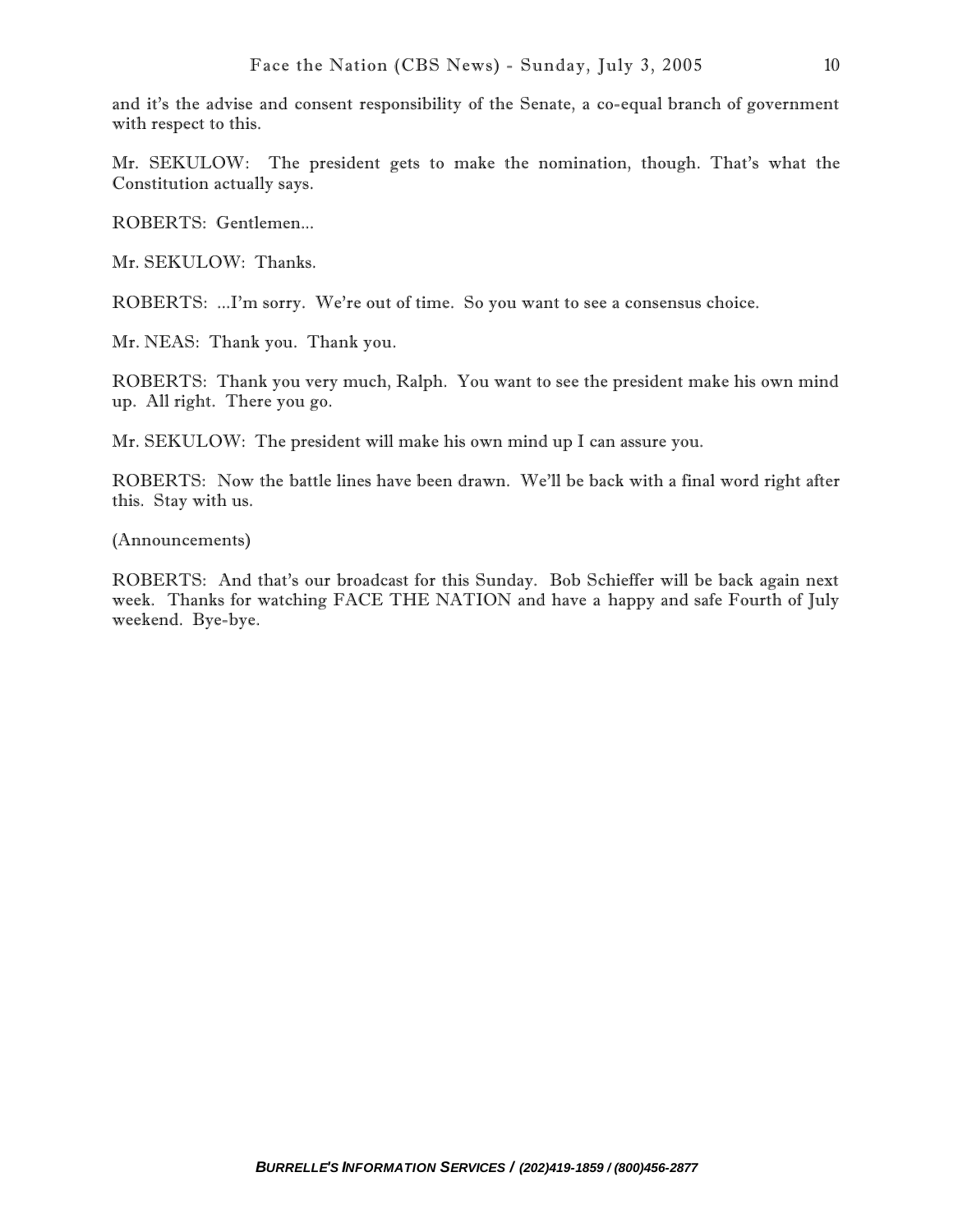and it's the advise and consent responsibility of the Senate, a co-equal branch of government with respect to this.

Mr. SEKULOW: The president gets to make the nomination, though. That's what the Constitution actually says.

ROBERTS: Gentlemen...

Mr. SEKULOW: Thanks.

ROBERTS: ...I'm sorry. We're out of time. So you want to see a consensus choice.

Mr. NEAS: Thank you. Thank you.

ROBERTS: Thank you very much, Ralph. You want to see the president make his own mind up. All right. There you go.

Mr. SEKULOW: The president will make his own mind up I can assure you.

ROBERTS: Now the battle lines have been drawn. We'll be back with a final word right after this. Stay with us.

(Announcements)

ROBERTS: And that's our broadcast for this Sunday. Bob Schieffer will be back again next week. Thanks for watching FACE THE NATION and have a happy and safe Fourth of July weekend. Bye-bye.